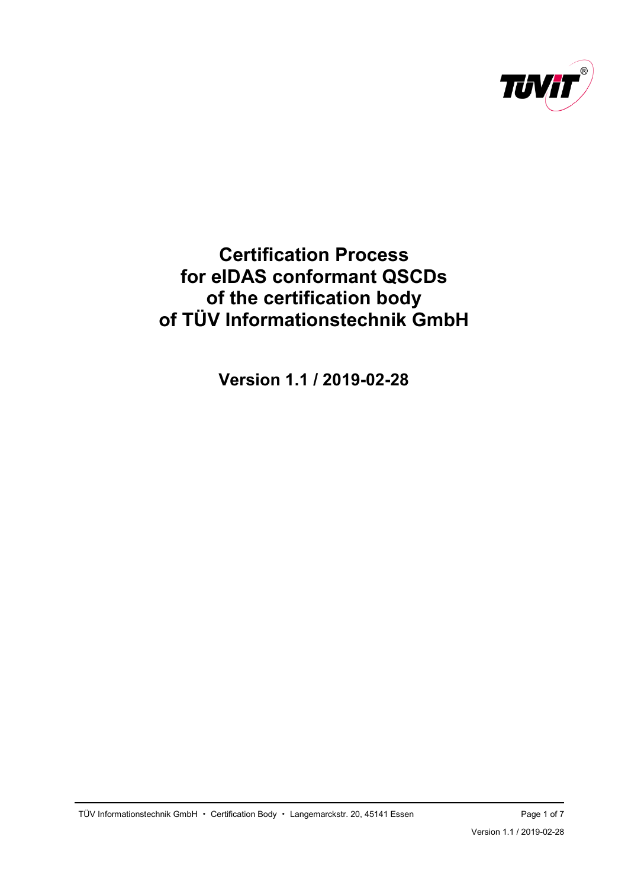# Certification Process for eIDAS conformant QSCDs of the certification body of TÜV Informationstechnik GmbH

**Version 1.1 / 2019-02-28**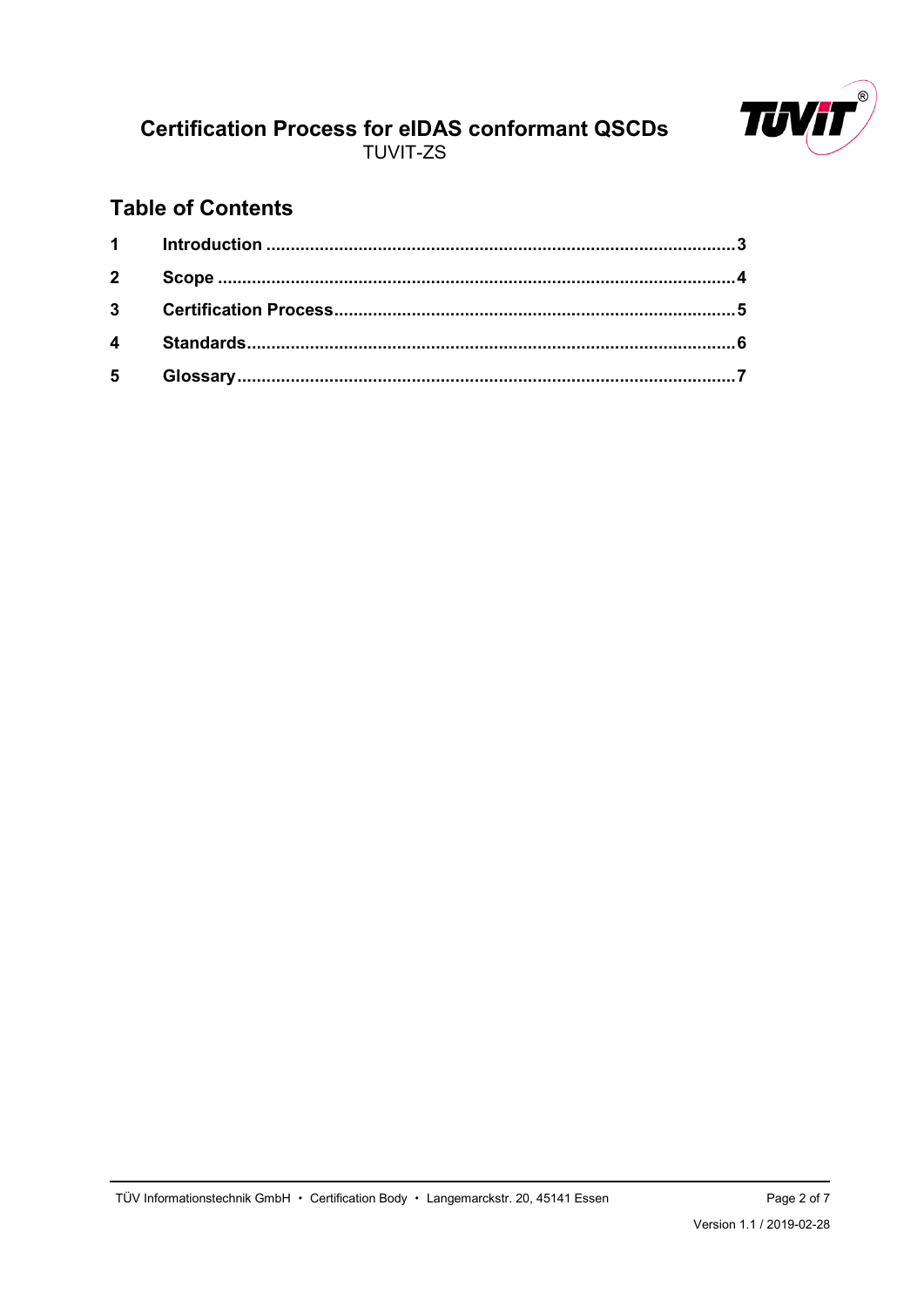# Certification Process for eIDAS conformant QSCDs

TUVIT-ZS

## Table of Contents

| | | |
|---|---|---|
| 1 | Introduction | 3 |
| 2 | Scope | 4 |
| 3 | Certification Process | 5 |
| 4 | Standards | 6 |
| 5 | Glossary | 7 |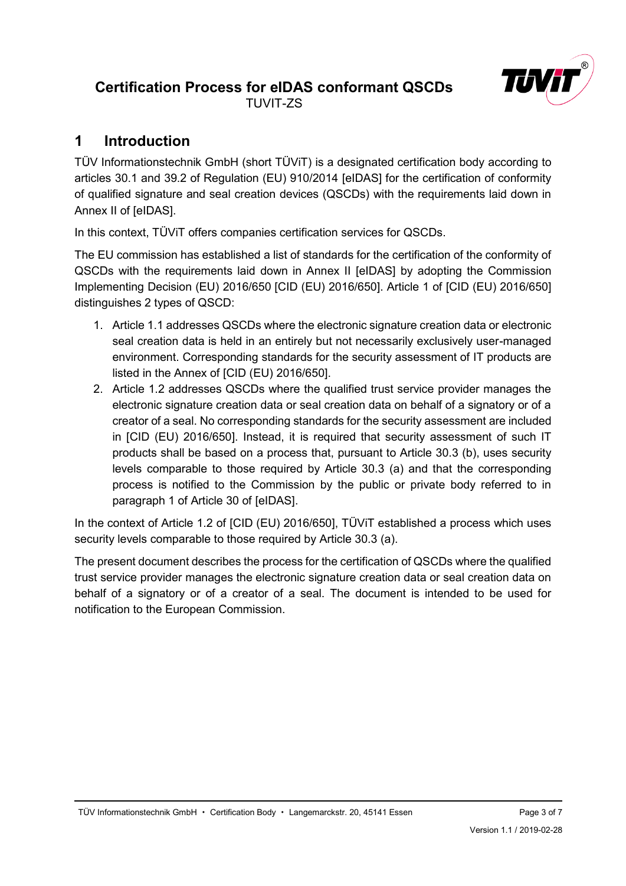# 1 Introduction

TÜV Informationstechnik GmbH (short TÜViT) is a designated certification body according to articles 30.1 and 39.2 of Regulation (EU) 910/2014 [eIDAS] for the certification of conformity of qualified signature and seal creation devices (QSCDs) with the requirements laid down in Annex II of [eIDAS].

In this context, TÜViT offers companies certification services for QSCDs.

The EU commission has established a list of standards for the certification of the conformity of QSCDs with the requirements laid down in Annex II [eIDAS] by adopting the Commission Implementing Decision (EU) 2016/650 [CID (EU) 2016/650]. Article 1 of [CID (EU) 2016/650] distinguishes 2 types of QSCD:

1. Article 1.1 addresses QSCDs where the electronic signature creation data or electronic seal creation data is held in an entirely but not necessarily exclusively user-managed environment. Corresponding standards for the security assessment of IT products are listed in the Annex of [CID (EU) 2016/650].
2. Article 1.2 addresses QSCDs where the qualified trust service provider manages the electronic signature creation data or seal creation data on behalf of a signatory or of a creator of a seal. No corresponding standards for the security assessment are included in [CID (EU) 2016/650]. Instead, it is required that security assessment of such IT products shall be based on a process that, pursuant to Article 30.3 (b), uses security levels comparable to those required by Article 30.3 (a) and that the corresponding process is notified to the Commission by the public or private body referred to in paragraph 1 of Article 30 of [eIDAS].

In the context of Article 1.2 of [CID (EU) 2016/650], TÜViT established a process which uses security levels comparable to those required by Article 30.3 (a).

The present document describes the process for the certification of QSCDs where the qualified trust service provider manages the electronic signature creation data or seal creation data on behalf of a signatory or of a creator of a seal. The document is intended to be used for notification to the European Commission.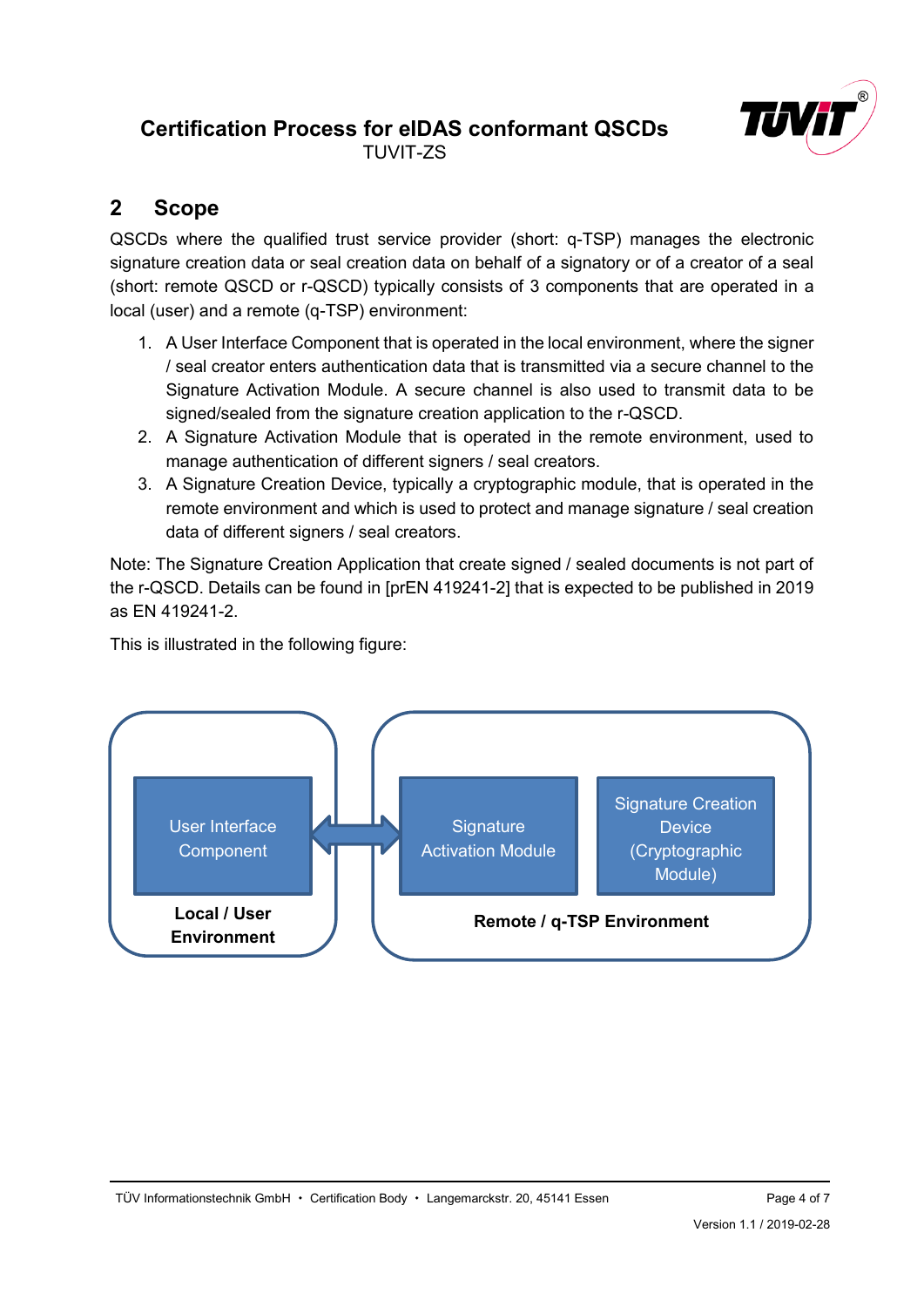## 2 Scope

QSCDs where the qualified trust service provider (short: q-TSP) manages the electronic signature creation data or seal creation data on behalf of a signatory or of a creator of a seal (short: remote QSCD or r-QSCD) typically consists of 3 components that are operated in a local (user) and a remote (q-TSP) environment:

1. A User Interface Component that is operated in the local environment, where the signer / seal creator enters authentication data that is transmitted via a secure channel to the Signature Activation Module. A secure channel is also used to transmit data to be signed/sealed from the signature creation application to the r-QSCD.
2. A Signature Activation Module that is operated in the remote environment, used to manage authentication of different signers / seal creators.
3. A Signature Creation Device, typically a cryptographic module, that is operated in the remote environment and which is used to protect and manage signature / seal creation data of different signers / seal creators.

Note: The Signature Creation Application that create signed / sealed documents is not part of the r-QSCD. Details can be found in [prEN 419241-2] that is expected to be published in 2019 as EN 419241-2.

This is illustrated in the following figure:

User Interface Component ⟷ Signature Activation Module | Signature Creation Device (Cryptographic Module)

**Local / User Environment** | **Remote / q-TSP Environment**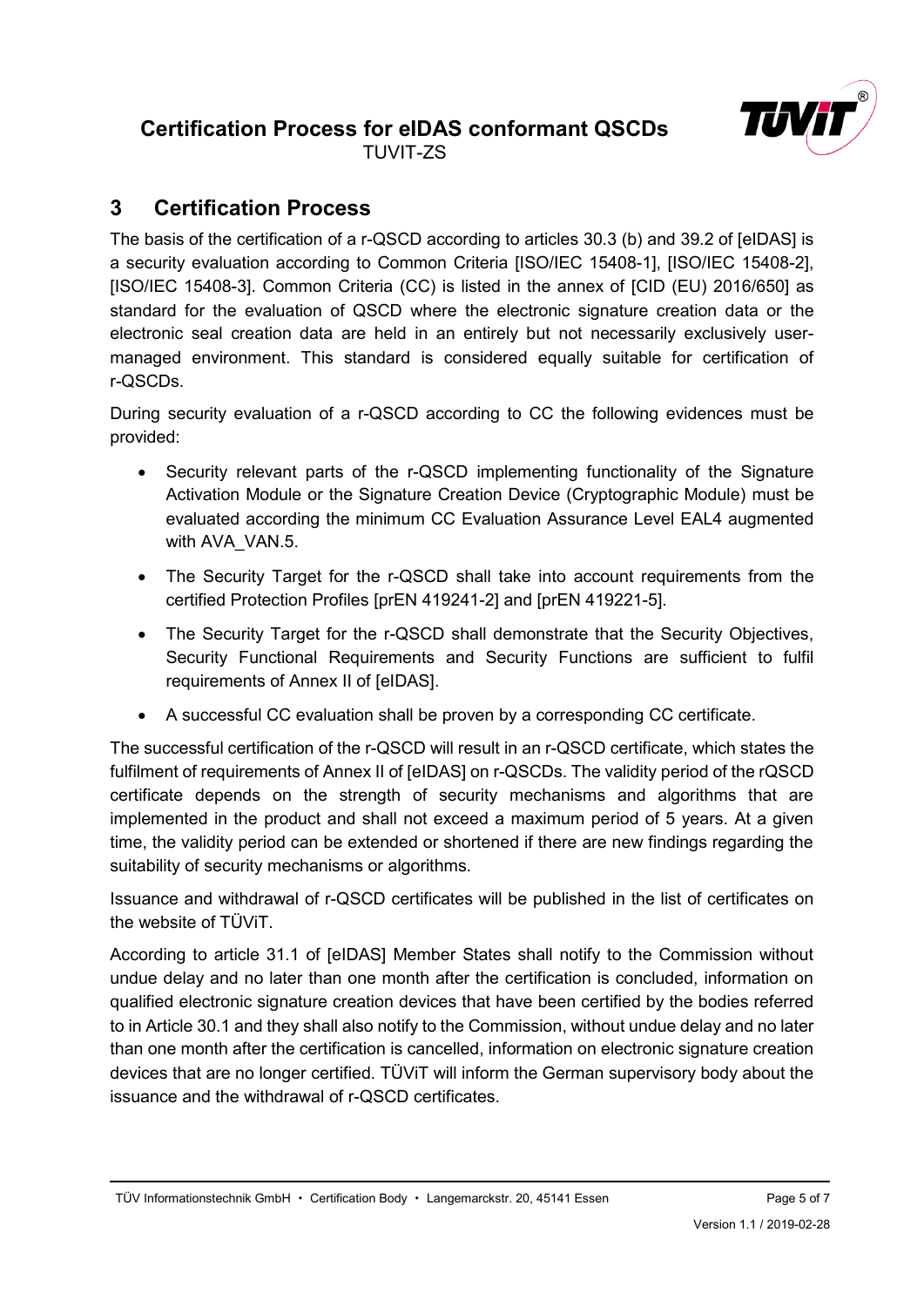## 3 Certification Process

The basis of the certification of a r-QSCD according to articles 30.3 (b) and 39.2 of [eIDAS] is a security evaluation according to Common Criteria [ISO/IEC 15408-1], [ISO/IEC 15408-2], [ISO/IEC 15408-3]. Common Criteria (CC) is listed in the annex of [CID (EU) 2016/650] as standard for the evaluation of QSCD where the electronic signature creation data or the electronic seal creation data are held in an entirely but not necessarily exclusively user-managed environment. This standard is considered equally suitable for certification of r-QSCDs.

During security evaluation of a r-QSCD according to CC the following evidences must be provided:

- Security relevant parts of the r-QSCD implementing functionality of the Signature Activation Module or the Signature Creation Device (Cryptographic Module) must be evaluated according the minimum CC Evaluation Assurance Level EAL4 augmented with AVA_VAN.5.
- The Security Target for the r-QSCD shall take into account requirements from the certified Protection Profiles [prEN 419241-2] and [prEN 419221-5].
- The Security Target for the r-QSCD shall demonstrate that the Security Objectives, Security Functional Requirements and Security Functions are sufficient to fulfil requirements of Annex II of [eIDAS].
- A successful CC evaluation shall be proven by a corresponding CC certificate.

The successful certification of the r-QSCD will result in an r-QSCD certificate, which states the fulfilment of requirements of Annex II of [eIDAS] on r-QSCDs. The validity period of the rQSCD certificate depends on the strength of security mechanisms and algorithms that are implemented in the product and shall not exceed a maximum period of 5 years. At a given time, the validity period can be extended or shortened if there are new findings regarding the suitability of security mechanisms or algorithms.

Issuance and withdrawal of r-QSCD certificates will be published in the list of certificates on the website of TÜViT.

According to article 31.1 of [eIDAS] Member States shall notify to the Commission without undue delay and no later than one month after the certification is concluded, information on qualified electronic signature creation devices that have been certified by the bodies referred to in Article 30.1 and they shall also notify to the Commission, without undue delay and no later than one month after the certification is cancelled, information on electronic signature creation devices that are no longer certified. TÜViT will inform the German supervisory body about the issuance and the withdrawal of r-QSCD certificates.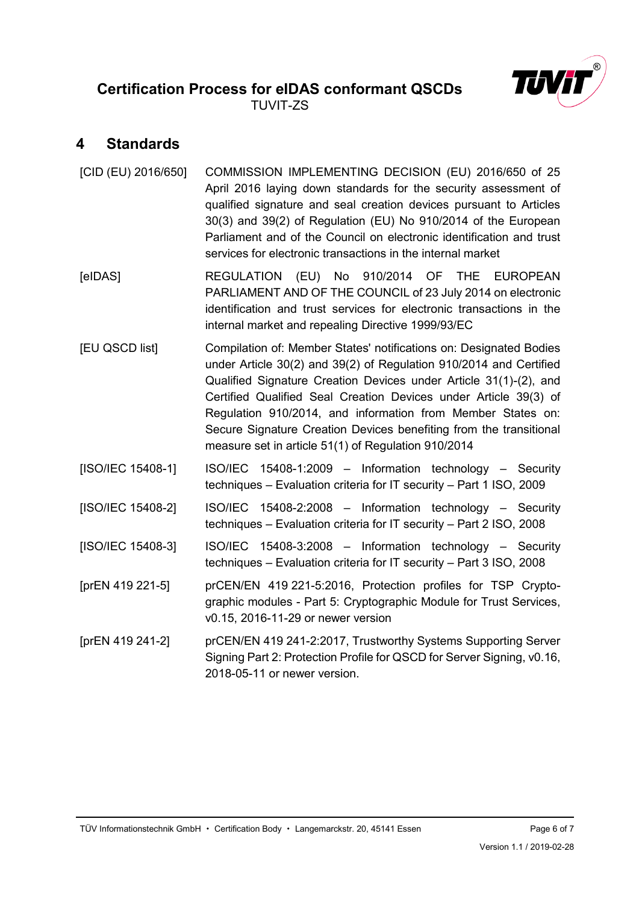# 4 Standards

| | |
|---|---|
| [CID (EU) 2016/650] | COMMISSION IMPLEMENTING DECISION (EU) 2016/650 of 25 April 2016 laying down standards for the security assessment of qualified signature and seal creation devices pursuant to Articles 30(3) and 39(2) of Regulation (EU) No 910/2014 of the European Parliament and of the Council on electronic identification and trust services for electronic transactions in the internal market |
| [eIDAS] | REGULATION (EU) No 910/2014 OF THE EUROPEAN PARLIAMENT AND OF THE COUNCIL of 23 July 2014 on electronic identification and trust services for electronic transactions in the internal market and repealing Directive 1999/93/EC |
| [EU QSCD list] | Compilation of: Member States' notifications on: Designated Bodies under Article 30(2) and 39(2) of Regulation 910/2014 and Certified Qualified Signature Creation Devices under Article 31(1)-(2), and Certified Qualified Seal Creation Devices under Article 39(3) of Regulation 910/2014, and information from Member States on: Secure Signature Creation Devices benefiting from the transitional measure set in article 51(1) of Regulation 910/2014 |
| [ISO/IEC 15408-1] | ISO/IEC 15408-1:2009 – Information technology – Security techniques – Evaluation criteria for IT security – Part 1 ISO, 2009 |
| [ISO/IEC 15408-2] | ISO/IEC 15408-2:2008 – Information technology – Security techniques – Evaluation criteria for IT security – Part 2 ISO, 2008 |
| [ISO/IEC 15408-3] | ISO/IEC 15408-3:2008 – Information technology – Security techniques – Evaluation criteria for IT security – Part 3 ISO, 2008 |
| [prEN 419 221-5] | prCEN/EN 419 221-5:2016, Protection profiles for TSP Cryptographic modules - Part 5: Cryptographic Module for Trust Services, v0.15, 2016-11-29 or newer version |
| [prEN 419 241-2] | prCEN/EN 419 241-2:2017, Trustworthy Systems Supporting Server Signing Part 2: Protection Profile for QSCD for Server Signing, v0.16, 2018-05-11 or newer version. |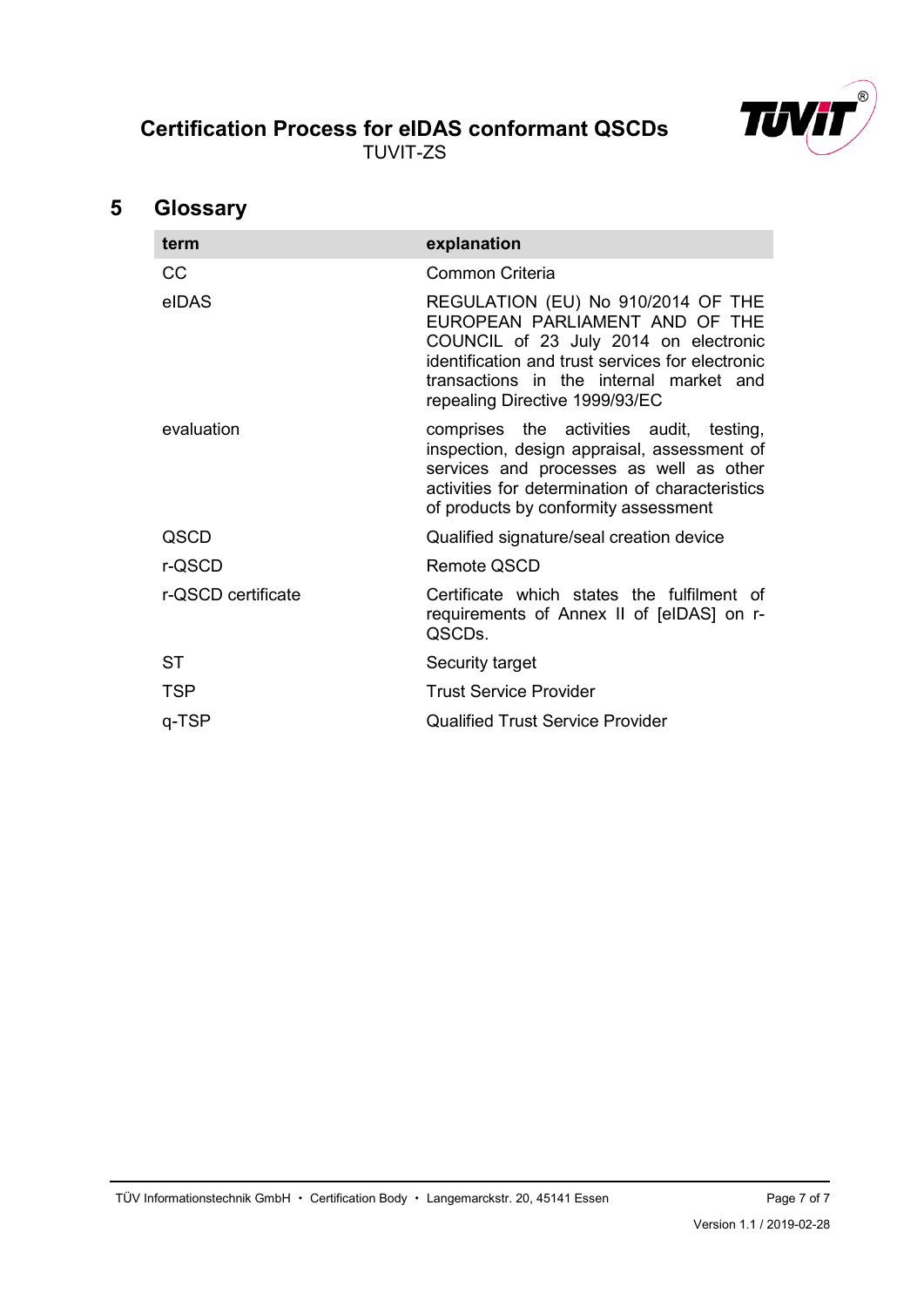# 5 Glossary

| term | explanation |
| --- | --- |
| CC | Common Criteria |
| eIDAS | REGULATION (EU) No 910/2014 OF THE EUROPEAN PARLIAMENT AND OF THE COUNCIL of 23 July 2014 on electronic identification and trust services for electronic transactions in the internal market and repealing Directive 1999/93/EC |
| evaluation | comprises the activities audit, testing, inspection, design appraisal, assessment of services and processes as well as other activities for determination of characteristics of products by conformity assessment |
| QSCD | Qualified signature/seal creation device |
| r-QSCD | Remote QSCD |
| r-QSCD certificate | Certificate which states the fulfilment of requirements of Annex II of [eIDAS] on r-QSCDs. |
| ST | Security target |
| TSP | Trust Service Provider |
| q-TSP | Qualified Trust Service Provider |